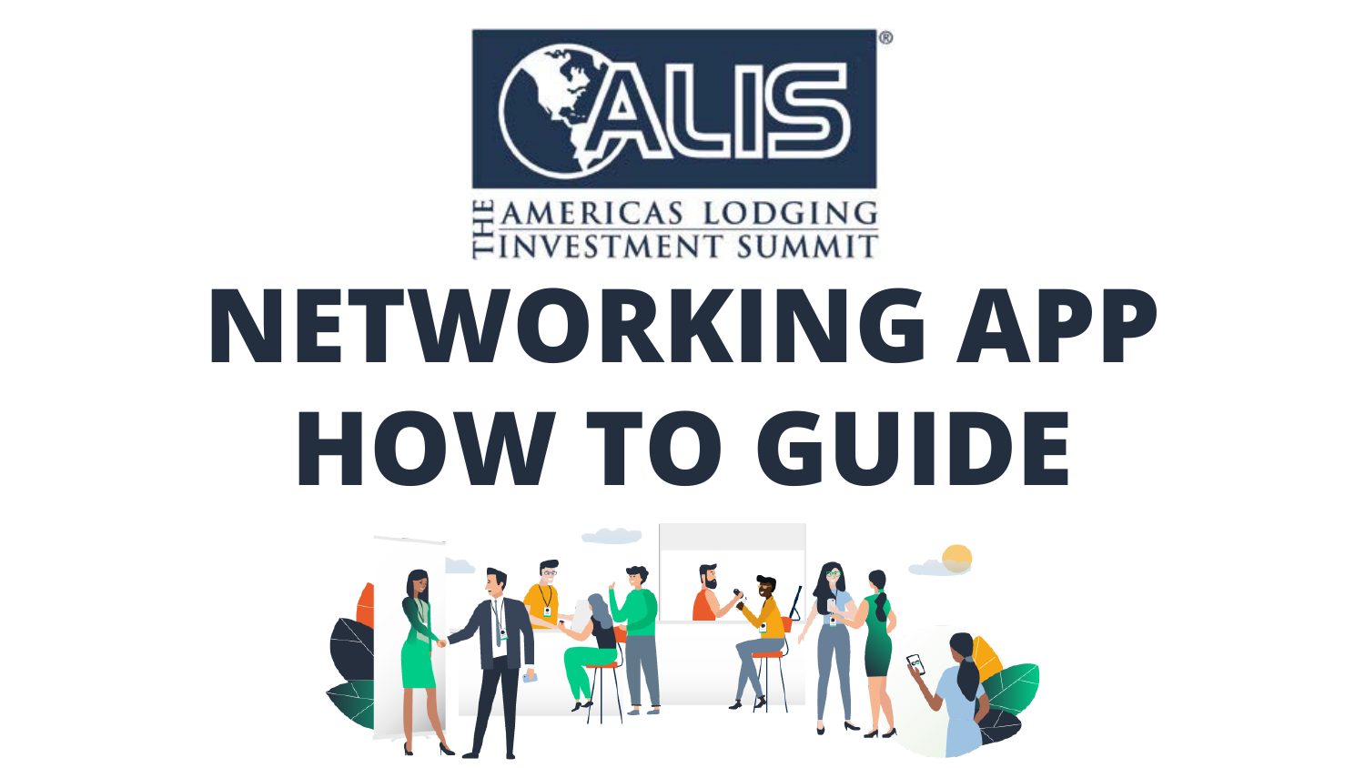ALIS®

THE AMERICAS LODGING INVESTMENT SUMMIT

# NETWORKING APP HOW TO GUIDE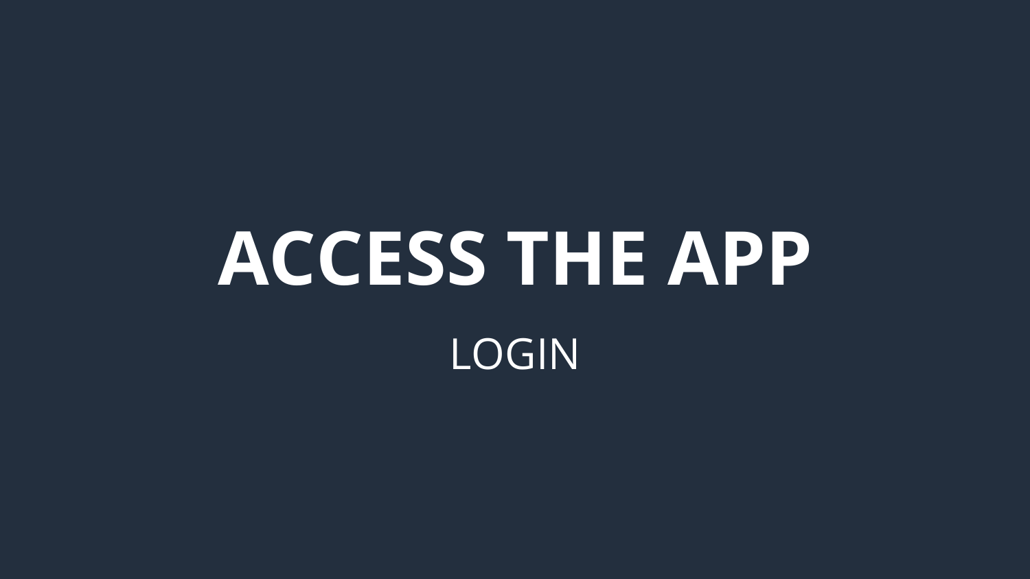# ACCESS THE APP

LOGIN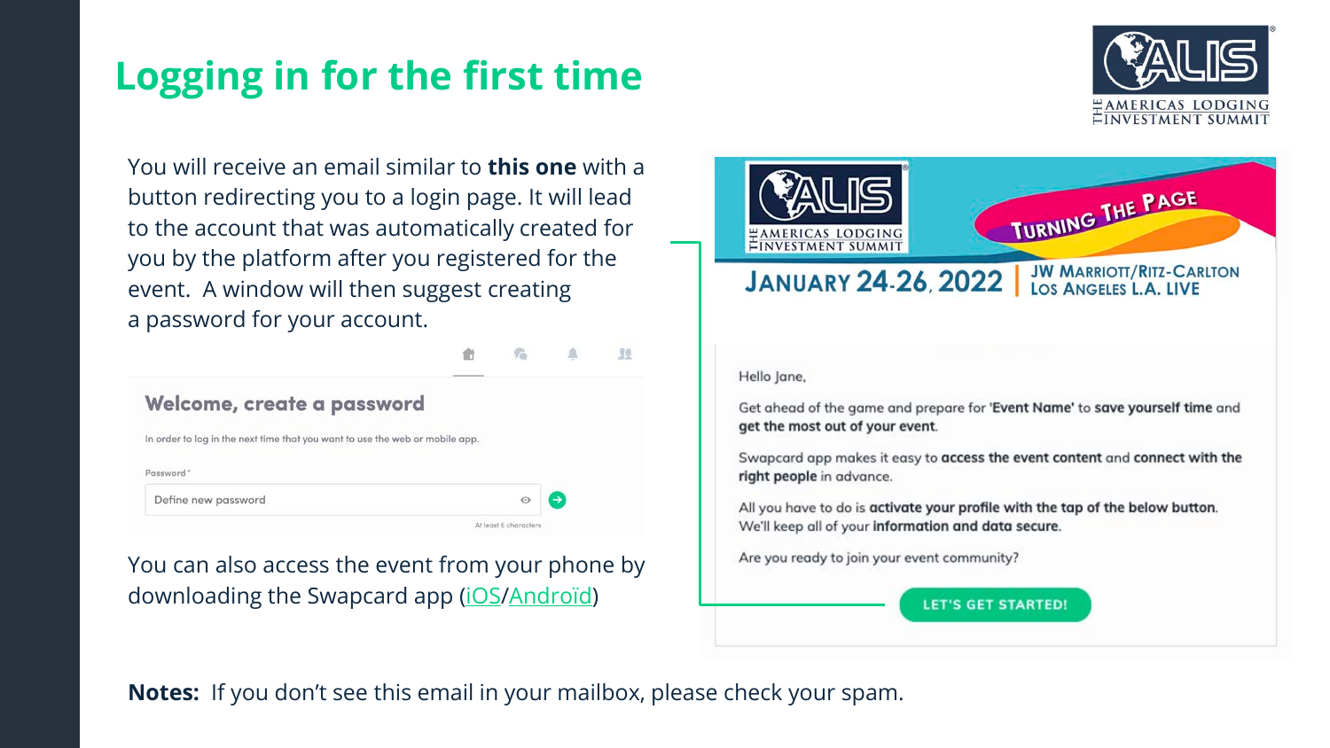# Logging in for the first time

You will receive an email similar to **this one** with a button redirecting you to a login page. It will lead to the account that was automatically created for you by the platform after you registered for the event. A window will then suggest creating a password for your account.

**Welcome, create a password**

In order to log in the next time that you want to use the web or mobile app.

Password*

Define new password

At least 6 characters

You can also access the event from your phone by downloading the Swapcard app (iOS/Androïd)

THE AMERICAS LODGING INVESTMENT SUMMIT

TURNING THE PAGE

JANUARY 24-26, 2022 | JW MARRIOTT/RITZ-CARLTON LOS ANGELES L.A. LIVE

Hello Jane,

Get ahead of the game and prepare for **'Event Name'** to **save yourself time** and **get the most out of your event**.

Swapcard app makes it easy to **access the event content** and **connect with the right people** in advance.

All you have to do is **activate your profile with the tap of the below button**. We'll keep all of your **information and data secure**.

Are you ready to join your event community?

LET'S GET STARTED!

**Notes:** If you don't see this email in your mailbox, please check your spam.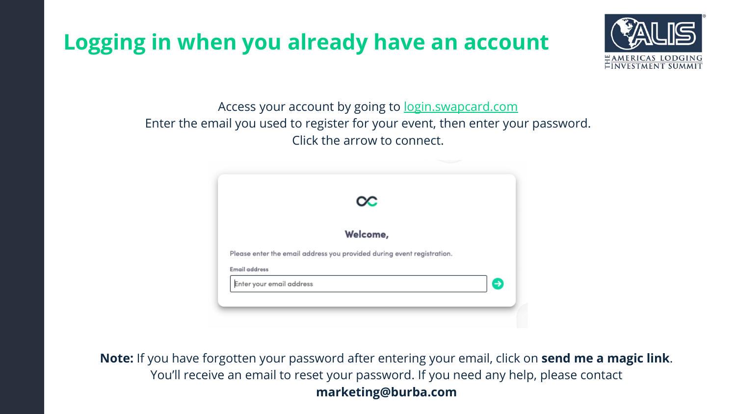# Logging in when you already have an account

Access your account by going to login.swapcard.com
Enter the email you used to register for your event, then enter your password.
Click the arrow to connect.

**Welcome,**

Please enter the email address you provided during event registration.

Email address

Enter your email address

**Note:** If you have forgotten your password after entering your email, click on **send me a magic link**. You'll receive an email to reset your password. If you need any help, please contact **marketing@burba.com**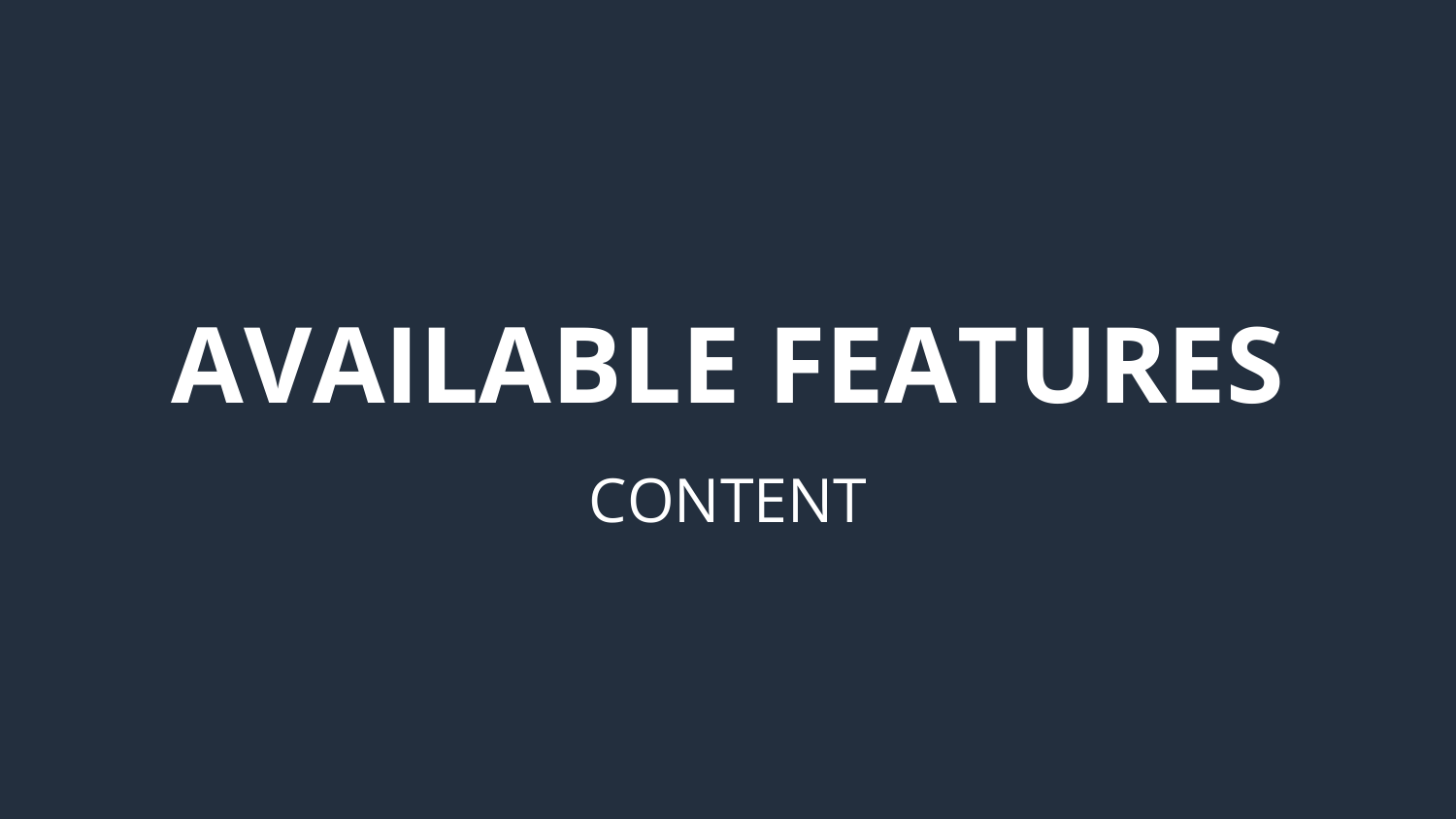# AVAILABLE FEATURES

CONTENT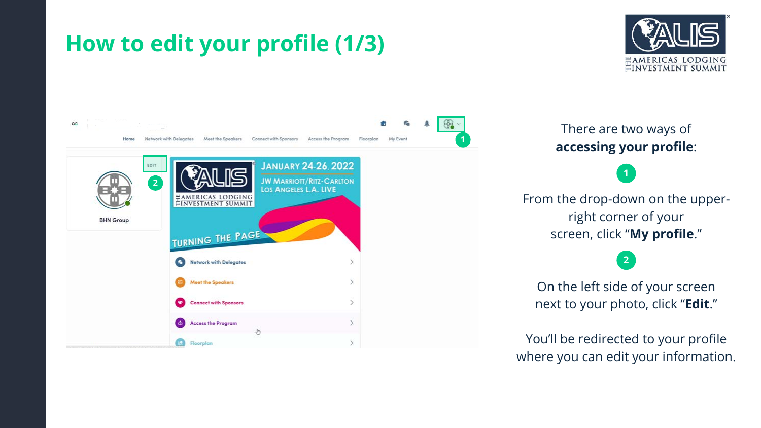# How to edit your profile (1/3)

There are two ways of **accessing your profile**:

1

From the drop-down on the upper-right corner of your screen, click "**My profile**."

2

On the left side of your screen next to your photo, click "**Edit**."

You'll be redirected to your profile where you can edit your information.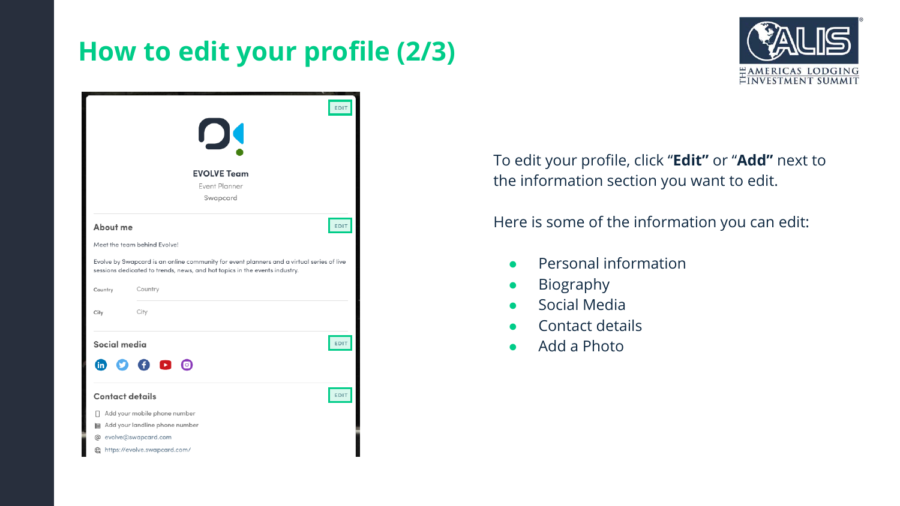# How to edit your profile (2/3)

EDIT

EVOLVE Team

Event Planner

Swapcard

About me

EDIT

Meet the team behind Evolve!

Evolve by Swapcard is an online community for event planners and a virtual series of live sessions dedicated to trends, news, and hot topics in the events industry.

Country Country

City City

Social media

EDIT

Contact details

EDIT

Add your mobile phone number

Add your landline phone number

evolve@swapcard.com

https://evolve.swapcard.com/

To edit your profile, click "**Edit**" or "**Add**" next to the information section you want to edit.

Here is some of the information you can edit:

- Personal information
- Biography
- Social Media
- Contact details
- Add a Photo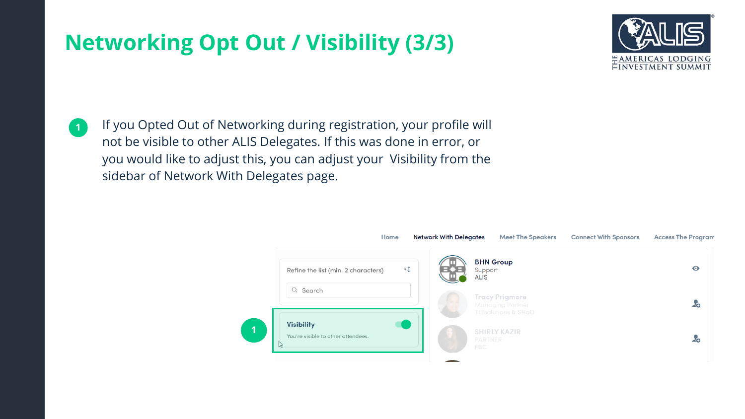# Networking Opt Out / Visibility (3/3)

1. If you Opted Out of Networking during registration, your profile will not be visible to other ALIS Delegates. If this was done in error, or you would like to adjust this, you can adjust your Visibility from the sidebar of Network With Delegates page.

Home | Network With Delegates | Meet The Speakers | Connect With Sponsors | Access The Program

Refine the list (min. 2 characters)

Search

Visibility

You're visible to other attendees.

BHN Group
Support
ALIS

Tracy Prigmore
Managing Partner
TLTsolutions & SHaD

SHIRLY KAZIR
PARTNER
FBC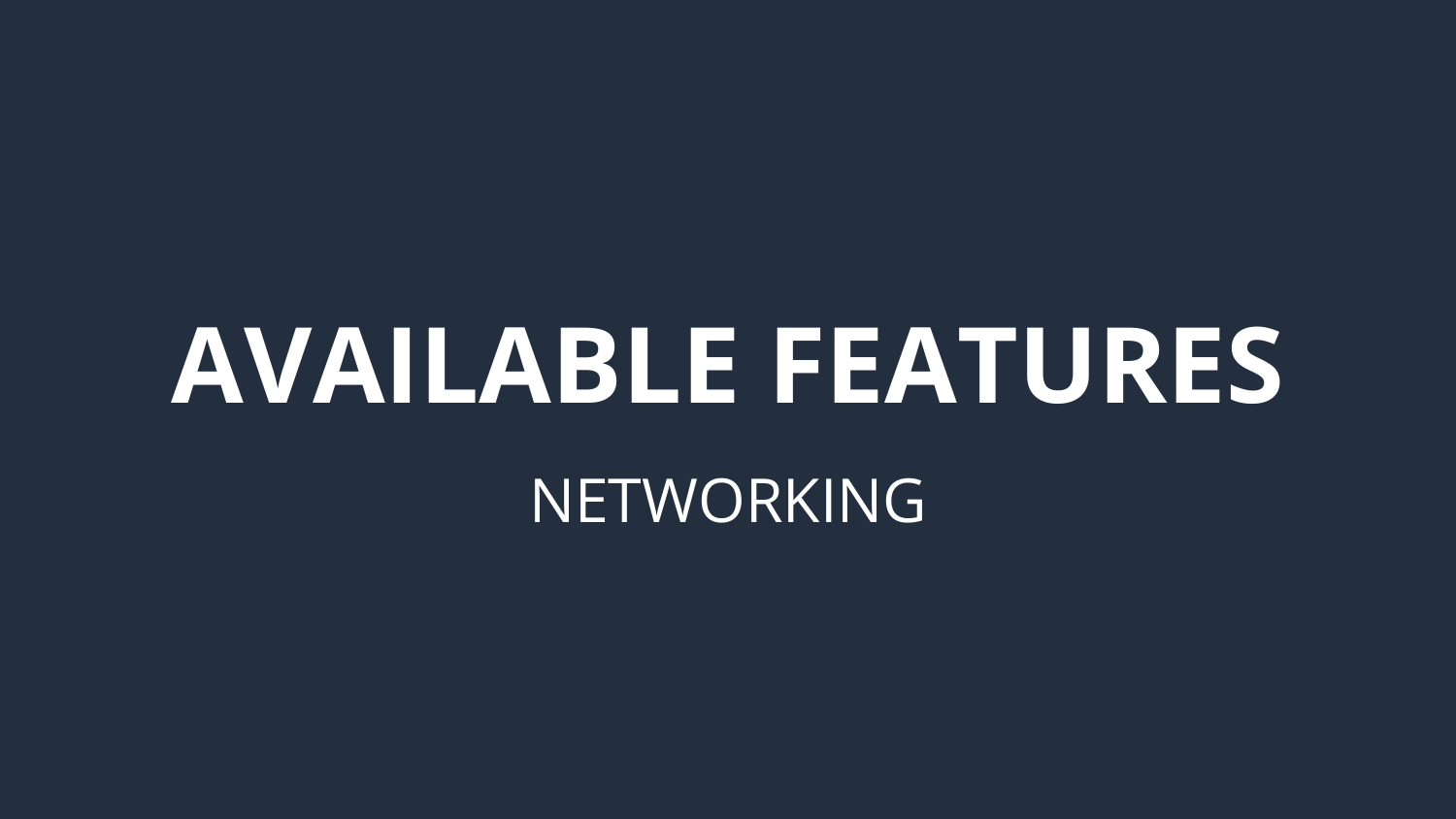# AVAILABLE FEATURES

NETWORKING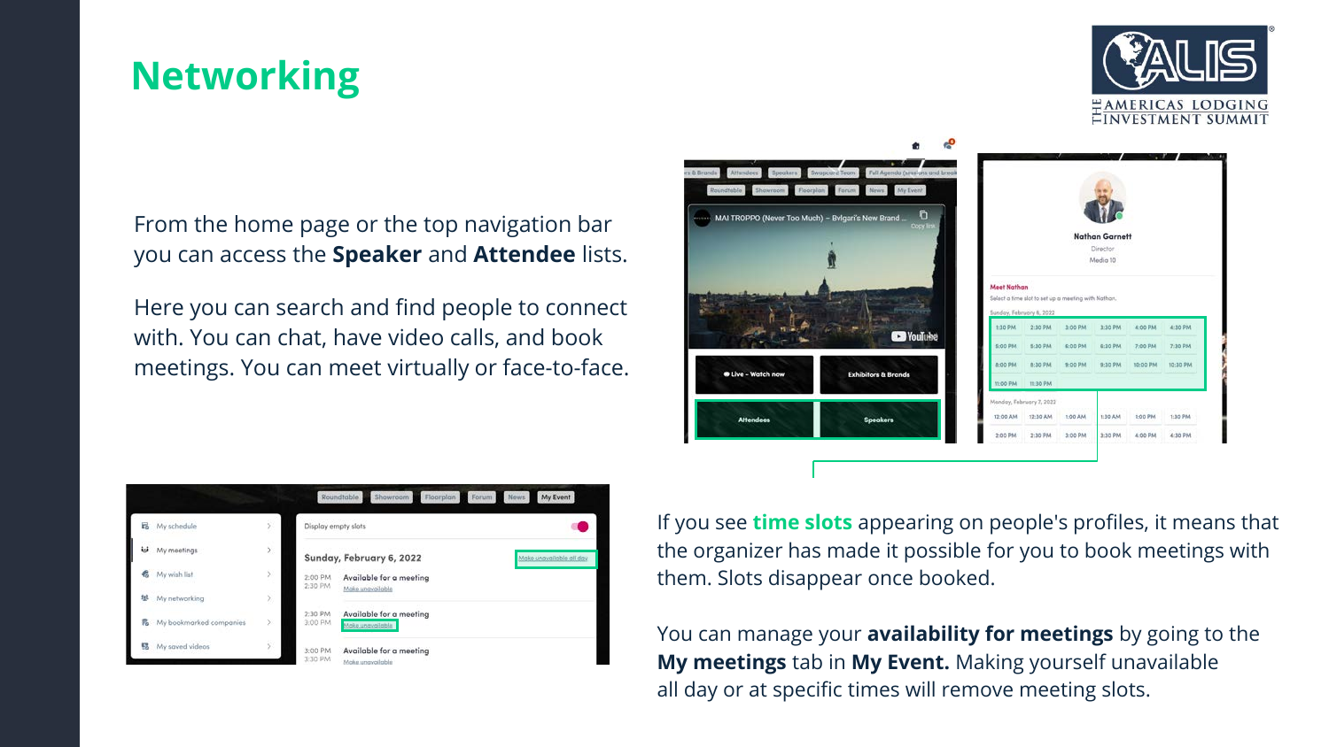# Networking

From the home page or the top navigation bar you can access the **Speaker** and **Attendee** lists.

Here you can search and find people to connect with. You can chat, have video calls, and book meetings. You can meet virtually or face-to-face.

If you see **time slots** appearing on people's profiles, it means that the organizer has made it possible for you to book meetings with them. Slots disappear once booked.

You can manage your **availability for meetings** by going to the **My meetings** tab in **My Event.** Making yourself unavailable all day or at specific times will remove meeting slots.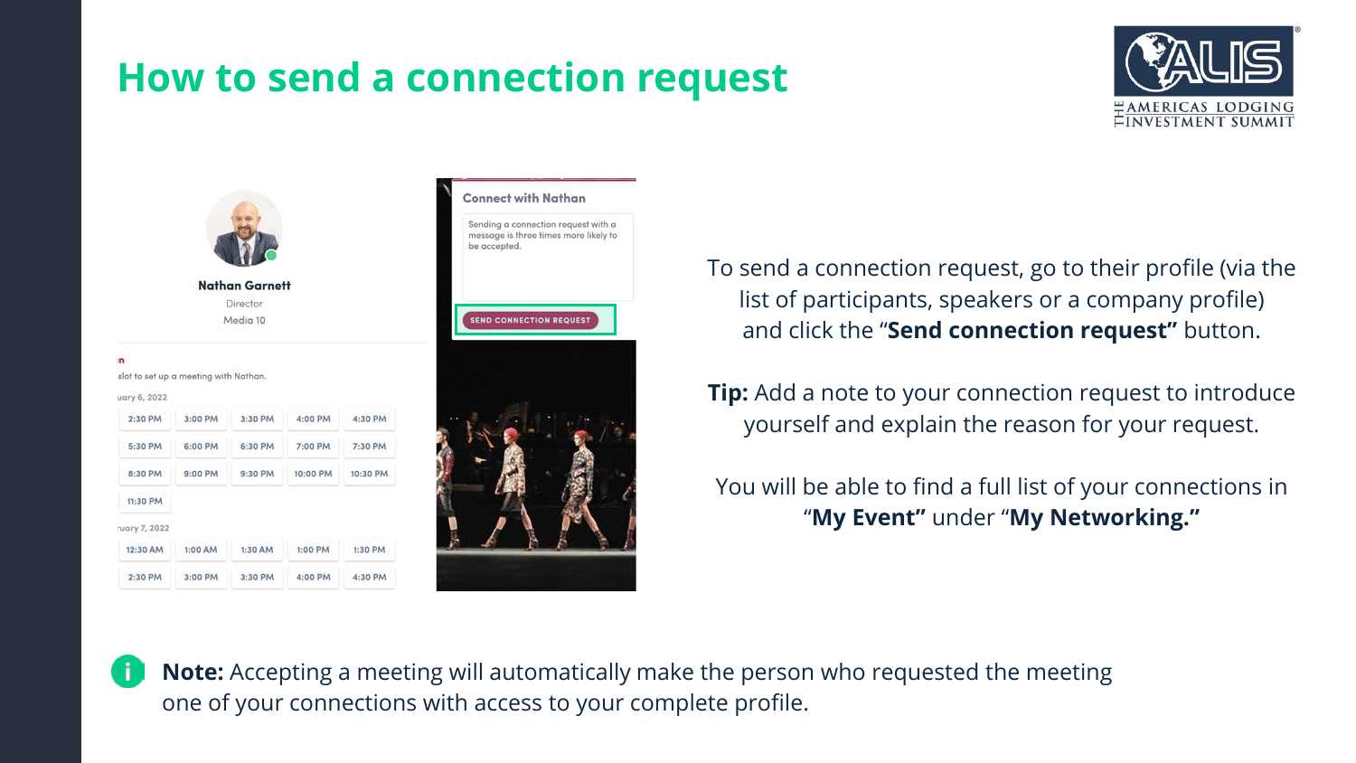# How to send a connection request

To send a connection request, go to their profile (via the list of participants, speakers or a company profile) and click the “**Send connection request”** button.

**Tip:** Add a note to your connection request to introduce yourself and explain the reason for your request.

You will be able to find a full list of your connections in “**My Event”** under “**My Networking.”**

**Note:** Accepting a meeting will automatically make the person who requested the meeting one of your connections with access to your complete profile.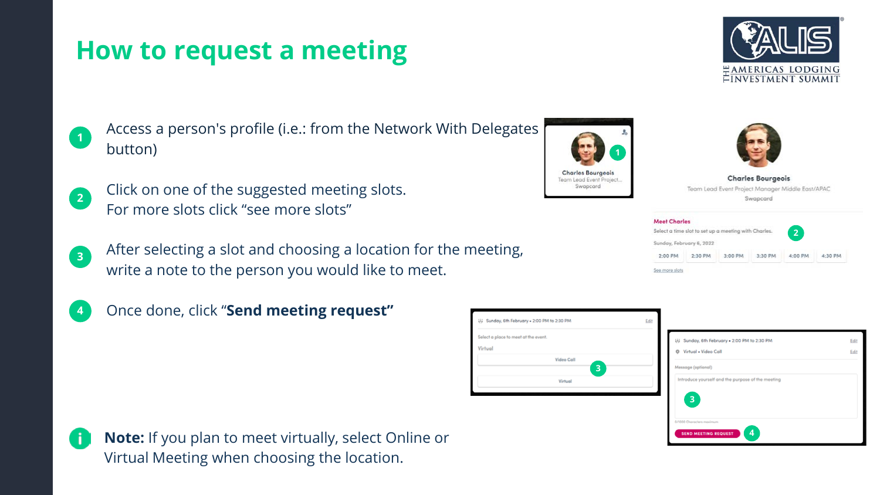# How to request a meeting

1. Access a person's profile (i.e.: from the Network With Delegates button)
2. Click on one of the suggested meeting slots. For more slots click "see more slots"
3. After selecting a slot and choosing a location for the meeting, write a note to the person you would like to meet.
4. Once done, click "**Send meeting request"**

**Note:** If you plan to meet virtually, select Online or Virtual Meeting when choosing the location.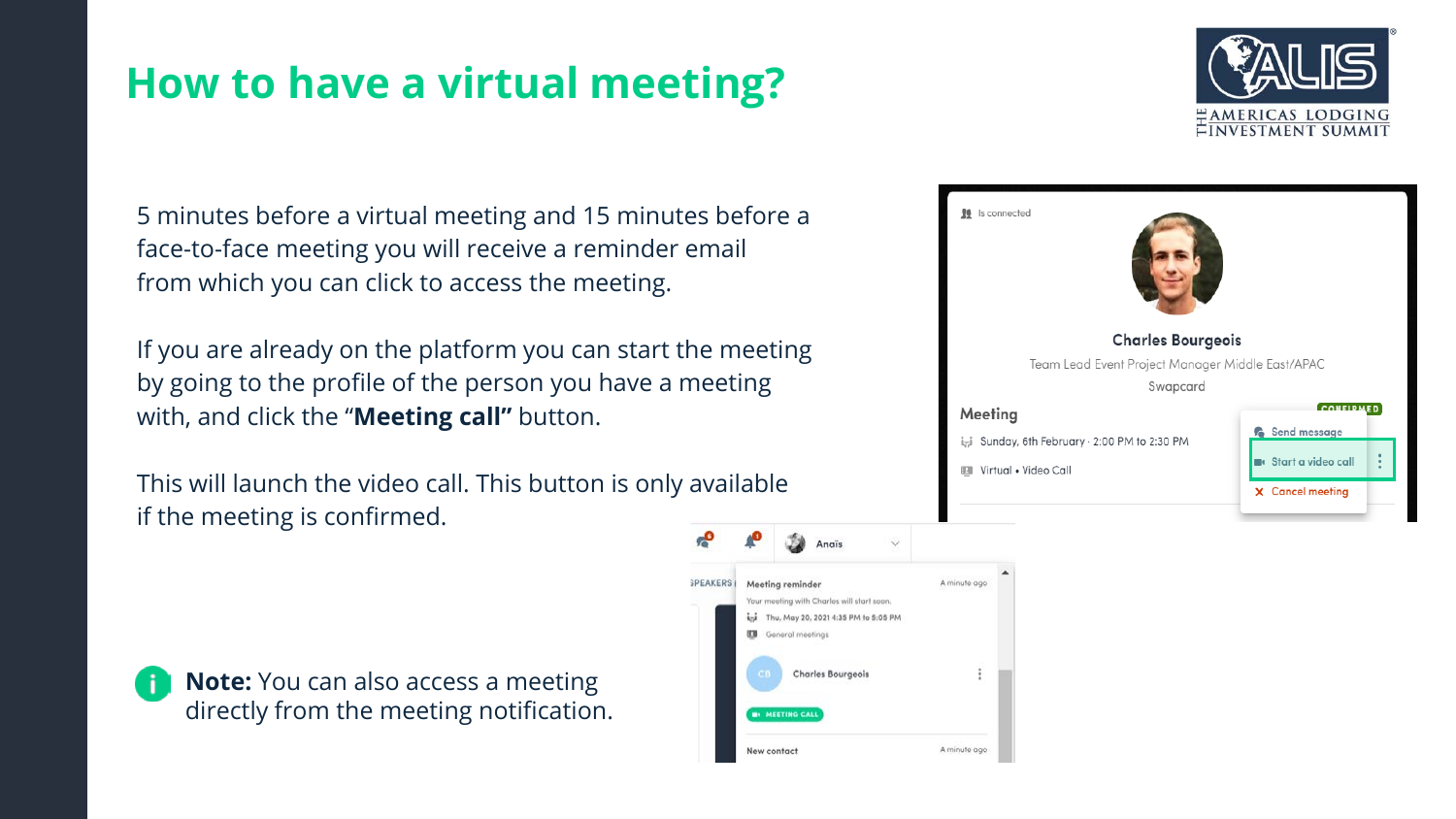# How to have a virtual meeting?

5 minutes before a virtual meeting and 15 minutes before a face-to-face meeting you will receive a reminder email from which you can click to access the meeting.

If you are already on the platform you can start the meeting by going to the profile of the person you have a meeting with, and click the "**Meeting call"** button.

This will launch the video call. This button is only available if the meeting is confirmed.

**Note:** You can also access a meeting directly from the meeting notification.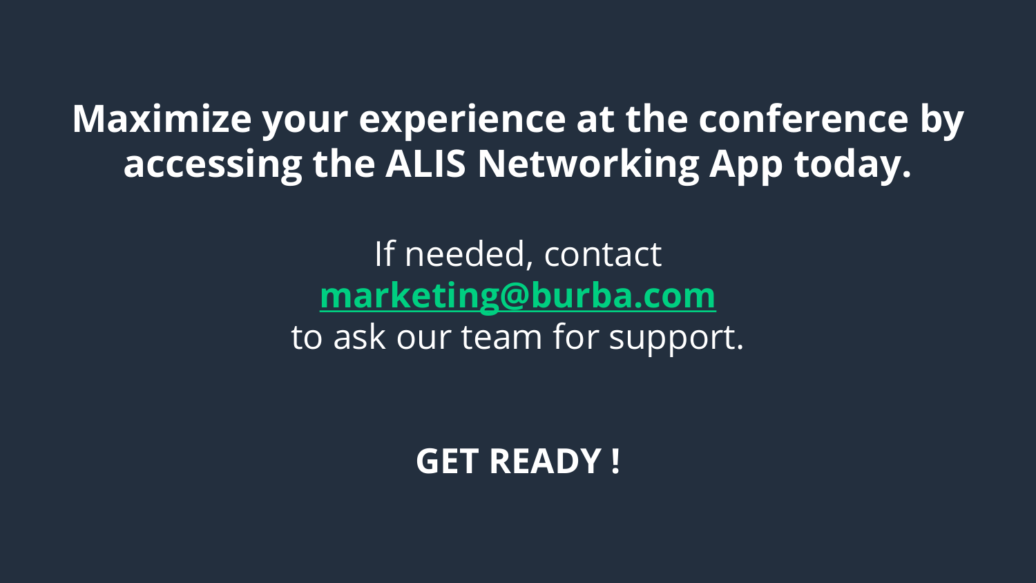**Maximize your experience at the conference by accessing the ALIS Networking App today.**

If needed, contact
**marketing@burba.com**
to ask our team for support.

**GET READY !**